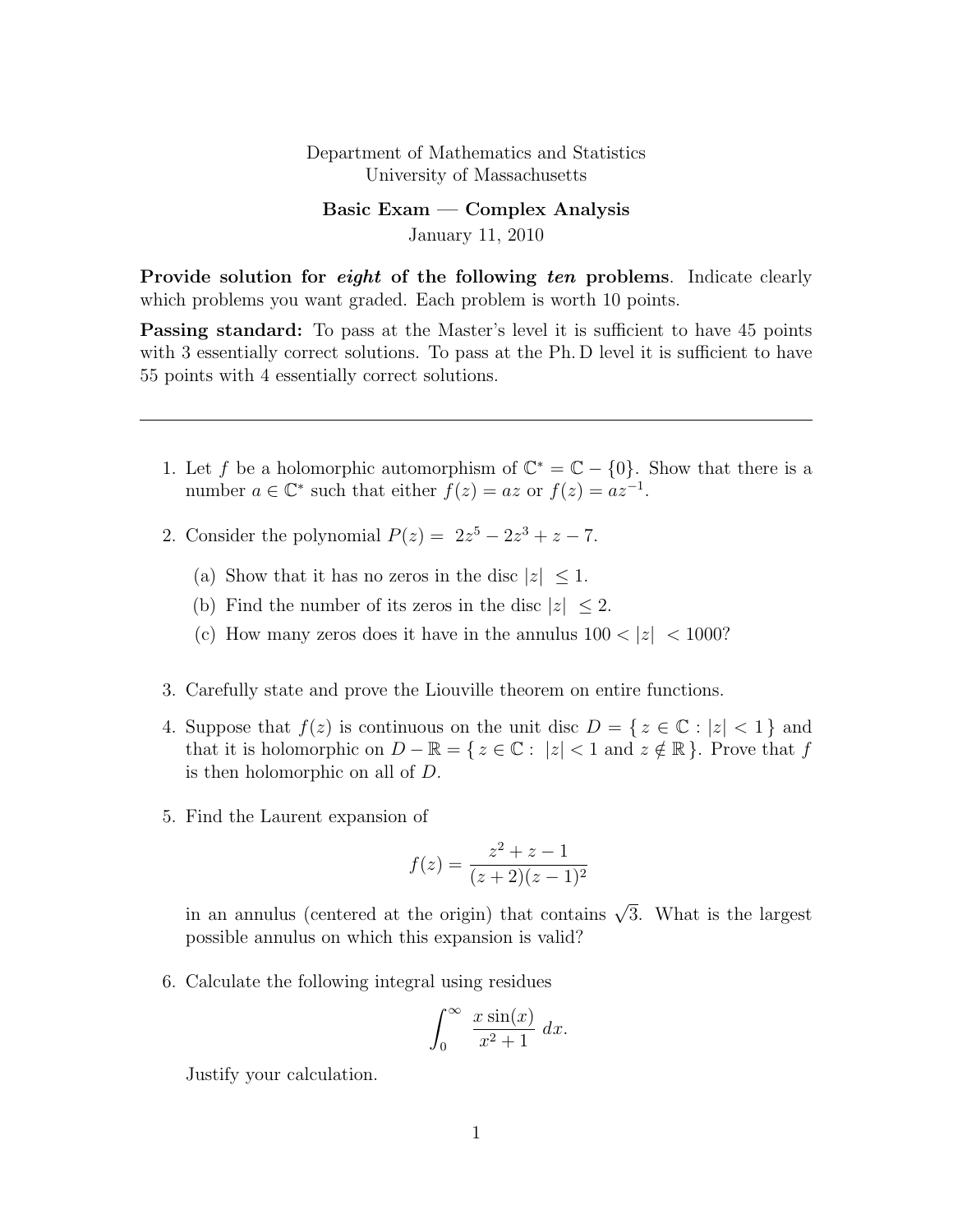Department of Mathematics and Statistics
University of Massachusetts

**Basic Exam — Complex Analysis**
January 11, 2010

**Provide solution for *eight* of the following *ten* problems**. Indicate clearly which problems you want graded. Each problem is worth 10 points.

**Passing standard:** To pass at the Master's level it is sufficient to have 45 points with 3 essentially correct solutions. To pass at the Ph. D level it is sufficient to have 55 points with 4 essentially correct solutions.

---

1. Let $f$ be a holomorphic automorphism of $\mathbb{C}^* = \mathbb{C} - \{0\}$. Show that there is a number $a \in \mathbb{C}^*$ such that either $f(z) = az$ or $f(z) = az^{-1}$.

2. Consider the polynomial $P(z) = 2z^5 - 2z^3 + z - 7$.

   (a) Show that it has no zeros in the disc $|z| \leq 1$.

   (b) Find the number of its zeros in the disc $|z| \leq 2$.

   (c) How many zeros does it have in the annulus $100 < |z| < 1000$?

3. Carefully state and prove the Liouville theorem on entire functions.

4. Suppose that $f(z)$ is continuous on the unit disc $D = \{ z \in \mathbb{C} : |z| < 1 \}$ and that it is holomorphic on $D - \mathbb{R} = \{ z \in \mathbb{C} : |z| < 1 \text{ and } z \notin \mathbb{R} \}$. Prove that $f$ is then holomorphic on all of $D$.

5. Find the Laurent expansion of

   $$f(z) = \frac{z^2 + z - 1}{(z + 2)(z - 1)^2}$$

   in an annulus (centered at the origin) that contains $\sqrt{3}$. What is the largest possible annulus on which this expansion is valid?

6. Calculate the following integral using residues

   $$\int_0^\infty \frac{x \sin(x)}{x^2 + 1}\, dx.$$

   Justify your calculation.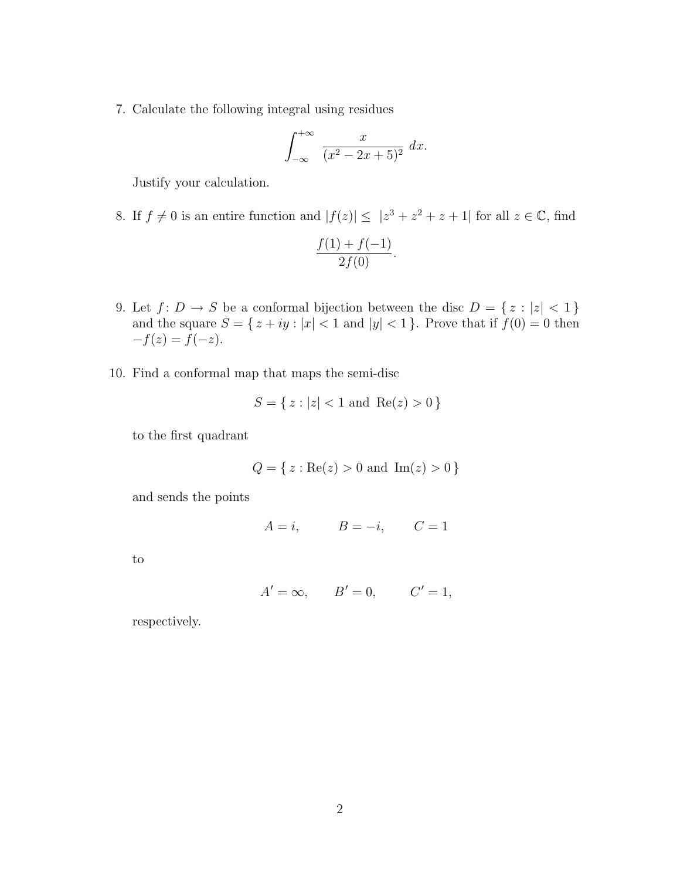7. Calculate the following integral using residues

$$\int_{-\infty}^{+\infty} \frac{x}{(x^2 - 2x + 5)^2} \, dx.$$

   Justify your calculation.

8. If $f \neq 0$ is an entire function and $|f(z)| \leq |z^3 + z^2 + z + 1|$ for all $z \in \mathbb{C}$, find

$$\frac{f(1) + f(-1)}{2f(0)}.$$

9. Let $f \colon D \to S$ be a conformal bijection between the disc $D = \{ z : |z| < 1 \}$ and the square $S = \{ z + iy : |x| < 1 \text{ and } |y| < 1 \}$. Prove that if $f(0) = 0$ then $-f(z) = f(-z)$.

10. Find a conformal map that maps the semi-disc

$$S = \{ z : |z| < 1 \text{ and } \operatorname{Re}(z) > 0 \}$$

   to the first quadrant

$$Q = \{ z : \operatorname{Re}(z) > 0 \text{ and } \operatorname{Im}(z) > 0 \}$$

   and sends the points

$$A = i, \qquad B = -i, \qquad C = 1$$

   to

$$A' = \infty, \qquad B' = 0, \qquad C' = 1,$$

   respectively.